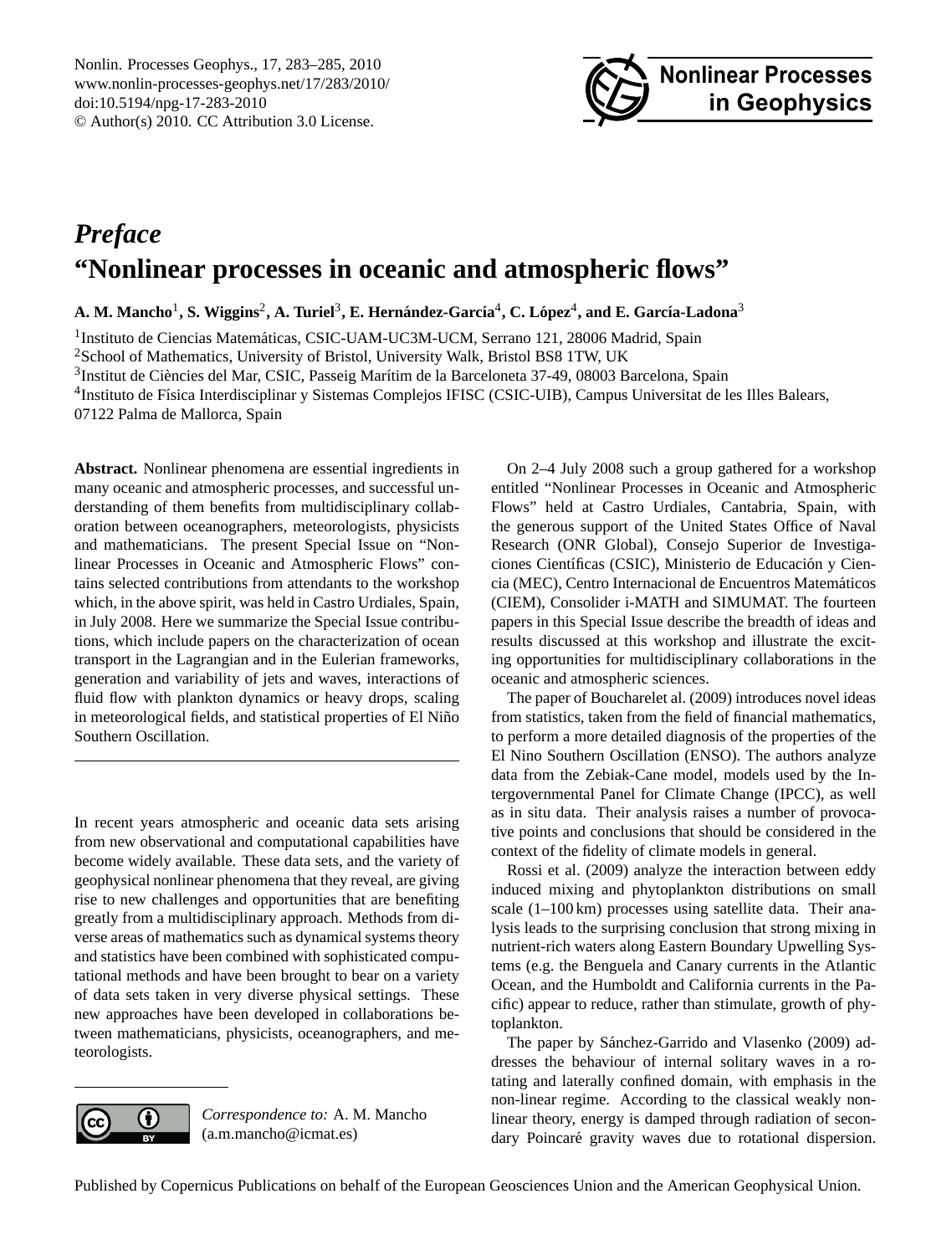# *Preface*
# "Nonlinear processes in oceanic and atmospheric flows"

**A. M. Mancho[1], S. Wiggins[2], A. Turiel[3], E. Hernández-García[4], C. López[4], and E. García-Ladona[3]**

[1]Instituto de Ciencias Matemáticas, CSIC-UAM-UC3M-UCM, Serrano 121, 28006 Madrid, Spain
[2]School of Mathematics, University of Bristol, University Walk, Bristol BS8 1TW, UK
[3]Institut de Ciències del Mar, CSIC, Passeig Marítim de la Barceloneta 37-49, 08003 Barcelona, Spain
[4]Instituto de Física Interdisciplinar y Sistemas Complejos IFISC (CSIC-UIB), Campus Universitat de les Illes Balears, 07122 Palma de Mallorca, Spain

**Abstract.** Nonlinear phenomena are essential ingredients in many oceanic and atmospheric processes, and successful understanding of them benefits from multidisciplinary collaboration between oceanographers, meteorologists, physicists and mathematicians. The present Special Issue on "Nonlinear Processes in Oceanic and Atmospheric Flows" contains selected contributions from attendants to the workshop which, in the above spirit, was held in Castro Urdiales, Spain, in July 2008. Here we summarize the Special Issue contributions, which include papers on the characterization of ocean transport in the Lagrangian and in the Eulerian frameworks, generation and variability of jets and waves, interactions of fluid flow with plankton dynamics or heavy drops, scaling in meteorological fields, and statistical properties of El Niño Southern Oscillation.

In recent years atmospheric and oceanic data sets arising from new observational and computational capabilities have become widely available. These data sets, and the variety of geophysical nonlinear phenomena that they reveal, are giving rise to new challenges and opportunities that are benefiting greatly from a multidisciplinary approach. Methods from diverse areas of mathematics such as dynamical systems theory and statistics have been combined with sophisticated computational methods and have been brought to bear on a variety of data sets taken in very diverse physical settings. These new approaches have been developed in collaborations between mathematicians, physicists, oceanographers, and meteorologists.

*Correspondence to:* A. M. Mancho (a.m.mancho@icmat.es)

On 2–4 July 2008 such a group gathered for a workshop entitled "Nonlinear Processes in Oceanic and Atmospheric Flows" held at Castro Urdiales, Cantabria, Spain, with the generous support of the United States Office of Naval Research (ONR Global), Consejo Superior de Investigaciones Científicas (CSIC), Ministerio de Educación y Ciencia (MEC), Centro Internacional de Encuentros Matemáticos (CIEM), Consolider i-MATH and SIMUMAT. The fourteen papers in this Special Issue describe the breadth of ideas and results discussed at this workshop and illustrate the exciting opportunities for multidisciplinary collaborations in the oceanic and atmospheric sciences.

The paper of Boucharel et al. (2009) introduces novel ideas from statistics, taken from the field of financial mathematics, to perform a more detailed diagnosis of the properties of the El Nino Southern Oscillation (ENSO). The authors analyze data from the Zebiak-Cane model, models used by the Intergovernmental Panel for Climate Change (IPCC), as well as in situ data. Their analysis raises a number of provocative points and conclusions that should be considered in the context of the fidelity of climate models in general.

Rossi et al. (2009) analyze the interaction between eddy induced mixing and phytoplankton distributions on small scale (1–100 km) processes using satellite data. Their analysis leads to the surprising conclusion that strong mixing in nutrient-rich waters along Eastern Boundary Upwelling Systems (e.g. the Benguela and Canary currents in the Atlantic Ocean, and the Humboldt and California currents in the Pacific) appear to reduce, rather than stimulate, growth of phytoplankton.

The paper by Sánchez-Garrido and Vlasenko (2009) addresses the behaviour of internal solitary waves in a rotating and laterally confined domain, with emphasis in the non-linear regime. According to the classical weakly nonlinear theory, energy is damped through radiation of secondary Poincaré gravity waves due to rotational dispersion.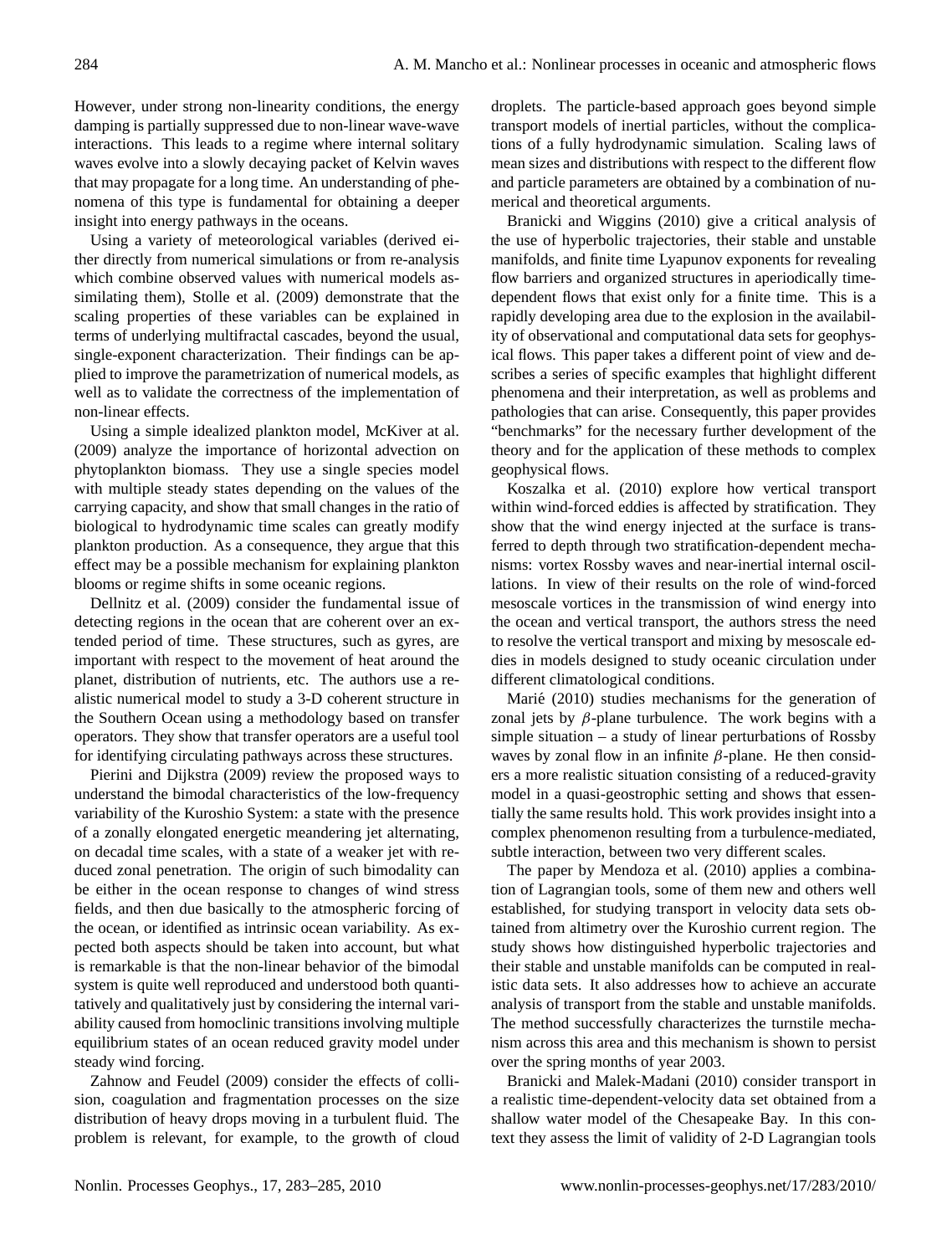However, under strong non-linearity conditions, the energy damping is partially suppressed due to non-linear wave-wave interactions. This leads to a regime where internal solitary waves evolve into a slowly decaying packet of Kelvin waves that may propagate for a long time. An understanding of phenomena of this type is fundamental for obtaining a deeper insight into energy pathways in the oceans.

Using a variety of meteorological variables (derived either directly from numerical simulations or from re-analysis which combine observed values with numerical models assimilating them), Stolle et al. (2009) demonstrate that the scaling properties of these variables can be explained in terms of underlying multifractal cascades, beyond the usual, single-exponent characterization. Their findings can be applied to improve the parametrization of numerical models, as well as to validate the correctness of the implementation of non-linear effects.

Using a simple idealized plankton model, McKiver at al. (2009) analyze the importance of horizontal advection on phytoplankton biomass. They use a single species model with multiple steady states depending on the values of the carrying capacity, and show that small changes in the ratio of biological to hydrodynamic time scales can greatly modify plankton production. As a consequence, they argue that this effect may be a possible mechanism for explaining plankton blooms or regime shifts in some oceanic regions.

Dellnitz et al. (2009) consider the fundamental issue of detecting regions in the ocean that are coherent over an extended period of time. These structures, such as gyres, are important with respect to the movement of heat around the planet, distribution of nutrients, etc. The authors use a realistic numerical model to study a 3-D coherent structure in the Southern Ocean using a methodology based on transfer operators. They show that transfer operators are a useful tool for identifying circulating pathways across these structures.

Pierini and Dijkstra (2009) review the proposed ways to understand the bimodal characteristics of the low-frequency variability of the Kuroshio System: a state with the presence of a zonally elongated energetic meandering jet alternating, on decadal time scales, with a state of a weaker jet with reduced zonal penetration. The origin of such bimodality can be either in the ocean response to changes of wind stress fields, and then due basically to the atmospheric forcing of the ocean, or identified as intrinsic ocean variability. As expected both aspects should be taken into account, but what is remarkable is that the non-linear behavior of the bimodal system is quite well reproduced and understood both quantitatively and qualitatively just by considering the internal variability caused from homoclinic transitions involving multiple equilibrium states of an ocean reduced gravity model under steady wind forcing.

Zahnow and Feudel (2009) consider the effects of collision, coagulation and fragmentation processes on the size distribution of heavy drops moving in a turbulent fluid. The problem is relevant, for example, to the growth of cloud droplets. The particle-based approach goes beyond simple transport models of inertial particles, without the complications of a fully hydrodynamic simulation. Scaling laws of mean sizes and distributions with respect to the different flow and particle parameters are obtained by a combination of numerical and theoretical arguments.

Branicki and Wiggins (2010) give a critical analysis of the use of hyperbolic trajectories, their stable and unstable manifolds, and finite time Lyapunov exponents for revealing flow barriers and organized structures in aperiodically time-dependent flows that exist only for a finite time. This is a rapidly developing area due to the explosion in the availability of observational and computational data sets for geophysical flows. This paper takes a different point of view and describes a series of specific examples that highlight different phenomena and their interpretation, as well as problems and pathologies that can arise. Consequently, this paper provides "benchmarks" for the necessary further development of the theory and for the application of these methods to complex geophysical flows.

Koszalka et al. (2010) explore how vertical transport within wind-forced eddies is affected by stratification. They show that the wind energy injected at the surface is transferred to depth through two stratification-dependent mechanisms: vortex Rossby waves and near-inertial internal oscillations. In view of their results on the role of wind-forced mesoscale vortices in the transmission of wind energy into the ocean and vertical transport, the authors stress the need to resolve the vertical transport and mixing by mesoscale eddies in models designed to study oceanic circulation under different climatological conditions.

Marié (2010) studies mechanisms for the generation of zonal jets by $\beta$-plane turbulence. The work begins with a simple situation – a study of linear perturbations of Rossby waves by zonal flow in an infinite $\beta$-plane. He then considers a more realistic situation consisting of a reduced-gravity model in a quasi-geostrophic setting and shows that essentially the same results hold. This work provides insight into a complex phenomenon resulting from a turbulence-mediated, subtle interaction, between two very different scales.

The paper by Mendoza et al. (2010) applies a combination of Lagrangian tools, some of them new and others well established, for studying transport in velocity data sets obtained from altimetry over the Kuroshio current region. The study shows how distinguished hyperbolic trajectories and their stable and unstable manifolds can be computed in realistic data sets. It also addresses how to achieve an accurate analysis of transport from the stable and unstable manifolds. The method successfully characterizes the turnstile mechanism across this area and this mechanism is shown to persist over the spring months of year 2003.

Branicki and Malek-Madani (2010) consider transport in a realistic time-dependent-velocity data set obtained from a shallow water model of the Chesapeake Bay. In this context they assess the limit of validity of 2-D Lagrangian tools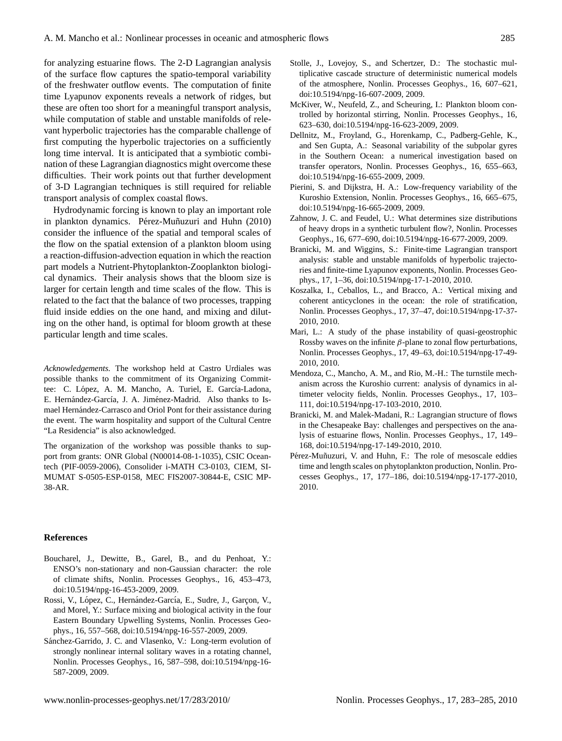for analyzing estuarine flows. The 2-D Lagrangian analysis of the surface flow captures the spatio-temporal variability of the freshwater outflow events. The computation of finite time Lyapunov exponents reveals a network of ridges, but these are often too short for a meaningful transport analysis, while computation of stable and unstable manifolds of relevant hyperbolic trajectories has the comparable challenge of first computing the hyperbolic trajectories on a sufficiently long time interval. It is anticipated that a symbiotic combination of these Lagrangian diagnostics might overcome these difficulties. Their work points out that further development of 3-D Lagrangian techniques is still required for reliable transport analysis of complex coastal flows.

Hydrodynamic forcing is known to play an important role in plankton dynamics. Pérez-Muñuzuri and Huhn (2010) consider the influence of the spatial and temporal scales of the flow on the spatial extension of a plankton bloom using a reaction-diffusion-advection equation in which the reaction part models a Nutrient-Phytoplankton-Zooplankton biological dynamics. Their analysis shows that the bloom size is larger for certain length and time scales of the flow. This is related to the fact that the balance of two processes, trapping fluid inside eddies on the one hand, and mixing and diluting on the other hand, is optimal for bloom growth at these particular length and time scales.

*Acknowledgements.* The workshop held at Castro Urdiales was possible thanks to the commitment of its Organizing Committee: C. López, A. M. Mancho, A. Turiel, E. García-Ladona, E. Hernández-García, J. A. Jiménez-Madrid. Also thanks to Ismael Hernández-Carrasco and Oriol Pont for their assistance during the event. The warm hospitality and support of the Cultural Centre "La Residencia" is also acknowledged.

The organization of the workshop was possible thanks to support from grants: ONR Global (N00014-08-1-1035), CSIC Oceantech (PIF-0059-2006), Consolider i-MATH C3-0103, CIEM, SIMUMAT S-0505-ESP-0158, MEC FIS2007-30844-E, CSIC MP-38-AR.

## References

Boucharel, J., Dewitte, B., Garel, B., and du Penhoat, Y.: ENSO's non-stationary and non-Gaussian character: the role of climate shifts, Nonlin. Processes Geophys., 16, 453–473, doi:10.5194/npg-16-453-2009, 2009.

Rossi, V., López, C., Hernández-García, E., Sudre, J., Garçon, V., and Morel, Y.: Surface mixing and biological activity in the four Eastern Boundary Upwelling Systems, Nonlin. Processes Geophys., 16, 557–568, doi:10.5194/npg-16-557-2009, 2009.

Sánchez-Garrido, J. C. and Vlasenko, V.: Long-term evolution of strongly nonlinear internal solitary waves in a rotating channel, Nonlin. Processes Geophys., 16, 587–598, doi:10.5194/npg-16-587-2009, 2009.

Stolle, J., Lovejoy, S., and Schertzer, D.: The stochastic multiplicative cascade structure of deterministic numerical models of the atmosphere, Nonlin. Processes Geophys., 16, 607–621, doi:10.5194/npg-16-607-2009, 2009.

McKiver, W., Neufeld, Z., and Scheuring, I.: Plankton bloom controlled by horizontal stirring, Nonlin. Processes Geophys., 16, 623–630, doi:10.5194/npg-16-623-2009, 2009.

Dellnitz, M., Froyland, G., Horenkamp, C., Padberg-Gehle, K., and Sen Gupta, A.: Seasonal variability of the subpolar gyres in the Southern Ocean: a numerical investigation based on transfer operators, Nonlin. Processes Geophys., 16, 655–663, doi:10.5194/npg-16-655-2009, 2009.

Pierini, S. and Dijkstra, H. A.: Low-frequency variability of the Kuroshio Extension, Nonlin. Processes Geophys., 16, 665–675, doi:10.5194/npg-16-665-2009, 2009.

Zahnow, J. C. and Feudel, U.: What determines size distributions of heavy drops in a synthetic turbulent flow?, Nonlin. Processes Geophys., 16, 677–690, doi:10.5194/npg-16-677-2009, 2009.

Branicki, M. and Wiggins, S.: Finite-time Lagrangian transport analysis: stable and unstable manifolds of hyperbolic trajectories and finite-time Lyapunov exponents, Nonlin. Processes Geophys., 17, 1–36, doi:10.5194/npg-17-1-2010, 2010.

Koszalka, I., Ceballos, L., and Bracco, A.: Vertical mixing and coherent anticyclones in the ocean: the role of stratification, Nonlin. Processes Geophys., 17, 37–47, doi:10.5194/npg-17-37-2010, 2010.

Mari, L.: A study of the phase instability of quasi-geostrophic Rossby waves on the infinite $\beta$-plane to zonal flow perturbations, Nonlin. Processes Geophys., 17, 49–63, doi:10.5194/npg-17-49-2010, 2010.

Mendoza, C., Mancho, A. M., and Rio, M.-H.: The turnstile mechanism across the Kuroshio current: analysis of dynamics in altimeter velocity fields, Nonlin. Processes Geophys., 17, 103–111, doi:10.5194/npg-17-103-2010, 2010.

Branicki, M. and Malek-Madani, R.: Lagrangian structure of flows in the Chesapeake Bay: challenges and perspectives on the analysis of estuarine flows, Nonlin. Processes Geophys., 17, 149–168, doi:10.5194/npg-17-149-2010, 2010.

Pérez-Muñuzuri, V. and Huhn, F.: The role of mesoscale eddies time and length scales on phytoplankton production, Nonlin. Processes Geophys., 17, 177–186, doi:10.5194/npg-17-177-2010, 2010.